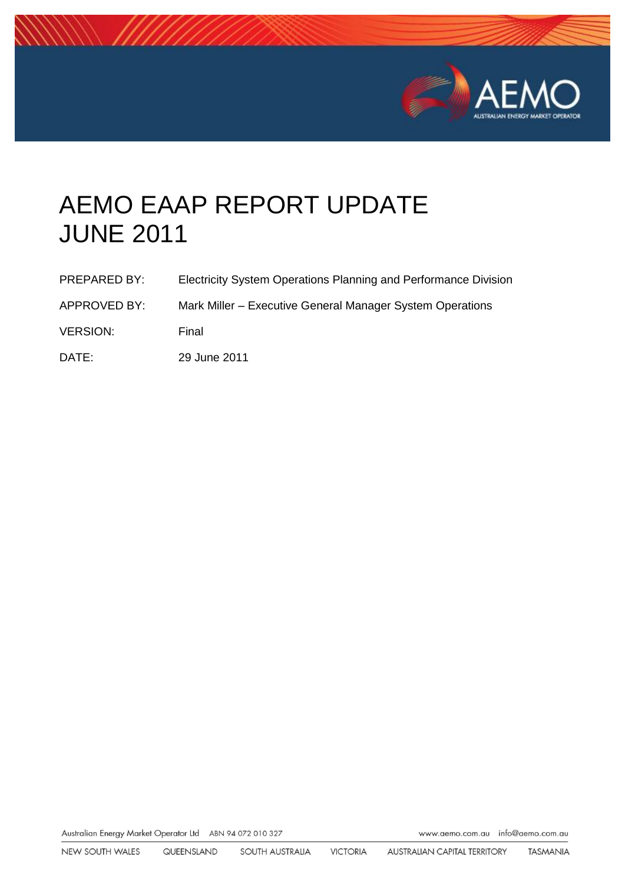# AEMO EAAP REPORT UPDATE JUNE 2011

PREPARED BY: Electricity System Operations Planning and Performance Division

APPROVED BY: Mark Miller – Executive General Manager System Operations

VERSION: Final

DATE: 29 June 2011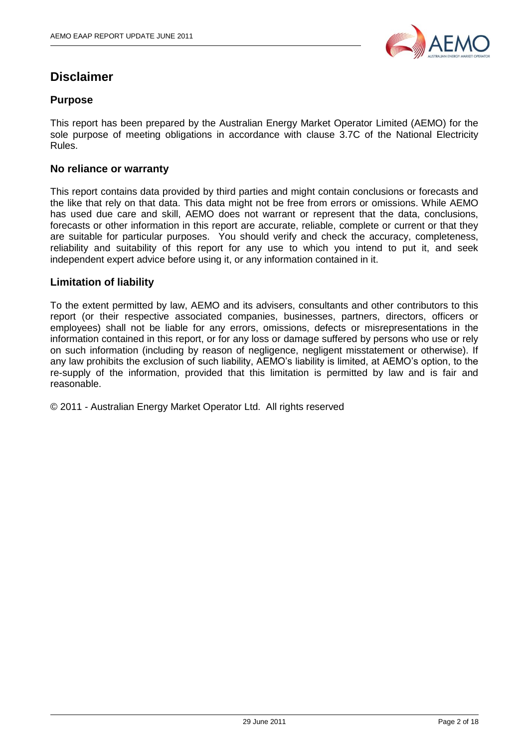# Disclaimer

## Purpose

This report has been prepared by the Australian Energy Market Operator Limited (AEMO) for the sole purpose of meeting obligations in accordance with clause 3.7C of the National Electricity Rules.

## No reliance or warranty

This report contains data provided by third parties and might contain conclusions or forecasts and the like that rely on that data. This data might not be free from errors or omissions. While AEMO has used due care and skill, AEMO does not warrant or represent that the data, conclusions, forecasts or other information in this report are accurate, reliable, complete or current or that they are suitable for particular purposes. You should verify and check the accuracy, completeness, reliability and suitability of this report for any use to which you intend to put it, and seek independent expert advice before using it, or any information contained in it.

## Limitation of liability

To the extent permitted by law, AEMO and its advisers, consultants and other contributors to this report (or their respective associated companies, businesses, partners, directors, officers or employees) shall not be liable for any errors, omissions, defects or misrepresentations in the information contained in this report, or for any loss or damage suffered by persons who use or rely on such information (including by reason of negligence, negligent misstatement or otherwise). If any law prohibits the exclusion of such liability, AEMO's liability is limited, at AEMO's option, to the re-supply of the information, provided that this limitation is permitted by law and is fair and reasonable.

© 2011 - Australian Energy Market Operator Ltd. All rights reserved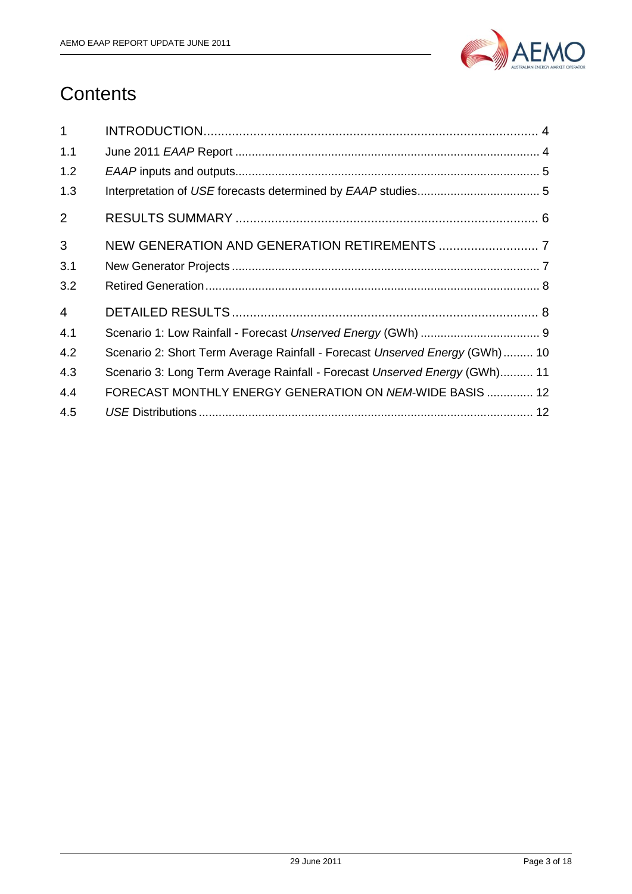# Contents

| | | |
|---|---|---|
| 1 | INTRODUCTION | 4 |
| 1.1 | June 2011 *EAAP* Report | 4 |
| 1.2 | *EAAP* inputs and outputs | 5 |
| 1.3 | Interpretation of *USE* forecasts determined by *EAAP* studies | 5 |
| 2 | RESULTS SUMMARY | 6 |
| 3 | NEW GENERATION AND GENERATION RETIREMENTS | 7 |
| 3.1 | New Generator Projects | 7 |
| 3.2 | Retired Generation | 8 |
| 4 | DETAILED RESULTS | 8 |
| 4.1 | Scenario 1: Low Rainfall - Forecast *Unserved Energy* (GWh) | 9 |
| 4.2 | Scenario 2: Short Term Average Rainfall - Forecast *Unserved Energy* (GWh) | 10 |
| 4.3 | Scenario 3: Long Term Average Rainfall - Forecast *Unserved Energy* (GWh) | 11 |
| 4.4 | FORECAST MONTHLY ENERGY GENERATION ON *NEM*-WIDE BASIS | 12 |
| 4.5 | *USE* Distributions | 12 |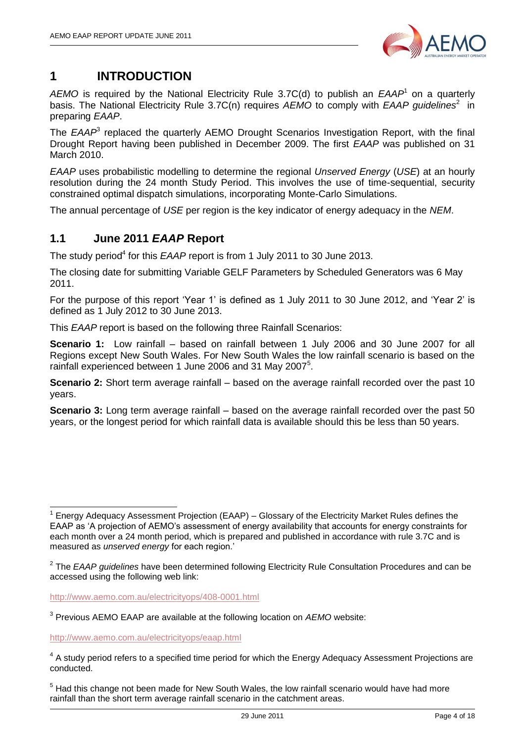# 1 INTRODUCTION

*AEMO* is required by the National Electricity Rule 3.7C(d) to publish an *EAAP*[1] on a quarterly basis. The National Electricity Rule 3.7C(n) requires *AEMO* to comply with *EAAP guidelines*[2] in preparing *EAAP*.

The *EAAP*[3] replaced the quarterly AEMO Drought Scenarios Investigation Report, with the final Drought Report having been published in December 2009. The first *EAAP* was published on 31 March 2010.

*EAAP* uses probabilistic modelling to determine the regional *Unserved Energy* (*USE*) at an hourly resolution during the 24 month Study Period. This involves the use of time-sequential, security constrained optimal dispatch simulations, incorporating Monte-Carlo Simulations.

The annual percentage of *USE* per region is the key indicator of energy adequacy in the *NEM*.

## 1.1 June 2011 *EAAP* Report

The study period[4] for this *EAAP* report is from 1 July 2011 to 30 June 2013.

The closing date for submitting Variable GELF Parameters by Scheduled Generators was 6 May 2011.

For the purpose of this report 'Year 1' is defined as 1 July 2011 to 30 June 2012, and 'Year 2' is defined as 1 July 2012 to 30 June 2013.

This *EAAP* report is based on the following three Rainfall Scenarios:

**Scenario 1:** Low rainfall – based on rainfall between 1 July 2006 and 30 June 2007 for all Regions except New South Wales. For New South Wales the low rainfall scenario is based on the rainfall experienced between 1 June 2006 and 31 May 2007[5].

**Scenario 2:** Short term average rainfall – based on the average rainfall recorded over the past 10 years.

**Scenario 3:** Long term average rainfall – based on the average rainfall recorded over the past 50 years, or the longest period for which rainfall data is available should this be less than 50 years.

---

[1] Energy Adequacy Assessment Projection (EAAP) – Glossary of the Electricity Market Rules defines the EAAP as 'A projection of AEMO's assessment of energy availability that accounts for energy constraints for each month over a 24 month period, which is prepared and published in accordance with rule 3.7C and is measured as *unserved energy* for each region.'

[2] The *EAAP guidelines* have been determined following Electricity Rule Consultation Procedures and can be accessed using the following web link:

http://www.aemo.com.au/electricityops/408-0001.html

[3] Previous AEMO EAAP are available at the following location on *AEMO* website:

http://www.aemo.com.au/electricityops/eaap.html

[4] A study period refers to a specified time period for which the Energy Adequacy Assessment Projections are conducted.

[5] Had this change not been made for New South Wales, the low rainfall scenario would have had more rainfall than the short term average rainfall scenario in the catchment areas.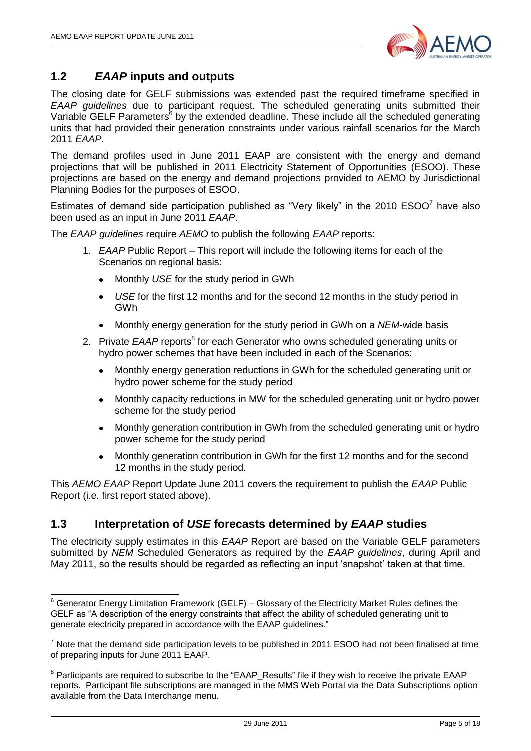## 1.2 *EAAP* inputs and outputs

The closing date for GELF submissions was extended past the required timeframe specified in *EAAP guidelines* due to participant request. The scheduled generating units submitted their Variable GELF Parameters[6] by the extended deadline. These include all the scheduled generating units that had provided their generation constraints under various rainfall scenarios for the March 2011 *EAAP*.

The demand profiles used in June 2011 EAAP are consistent with the energy and demand projections that will be published in 2011 Electricity Statement of Opportunities (ESOO). These projections are based on the energy and demand projections provided to AEMO by Jurisdictional Planning Bodies for the purposes of ESOO.

Estimates of demand side participation published as "Very likely" in the 2010 ESOO[7] have also been used as an input in June 2011 *EAAP*.

The *EAAP guidelines* require *AEMO* to publish the following *EAAP* reports:

1. *EAAP* Public Report – This report will include the following items for each of the Scenarios on regional basis:
   - Monthly *USE* for the study period in GWh
   - *USE* for the first 12 months and for the second 12 months in the study period in GWh
   - Monthly energy generation for the study period in GWh on a *NEM*-wide basis
2. Private *EAAP* reports[8] for each Generator who owns scheduled generating units or hydro power schemes that have been included in each of the Scenarios:
   - Monthly energy generation reductions in GWh for the scheduled generating unit or hydro power scheme for the study period
   - Monthly capacity reductions in MW for the scheduled generating unit or hydro power scheme for the study period
   - Monthly generation contribution in GWh from the scheduled generating unit or hydro power scheme for the study period
   - Monthly generation contribution in GWh for the first 12 months and for the second 12 months in the study period.

This *AEMO EAAP* Report Update June 2011 covers the requirement to publish the *EAAP* Public Report (i.e. first report stated above).

## 1.3 Interpretation of *USE* forecasts determined by *EAAP* studies

The electricity supply estimates in this *EAAP* Report are based on the Variable GELF parameters submitted by *NEM* Scheduled Generators as required by the *EAAP guidelines*, during April and May 2011, so the results should be regarded as reflecting an input 'snapshot' taken at that time.

---

[6] Generator Energy Limitation Framework (GELF) – Glossary of the Electricity Market Rules defines the GELF as "A description of the energy constraints that affect the ability of scheduled generating unit to generate electricity prepared in accordance with the EAAP guidelines."

[7] Note that the demand side participation levels to be published in 2011 ESOO had not been finalised at time of preparing inputs for June 2011 EAAP.

[8] Participants are required to subscribe to the "EAAP_Results" file if they wish to receive the private EAAP reports. Participant file subscriptions are managed in the MMS Web Portal via the Data Subscriptions option available from the Data Interchange menu.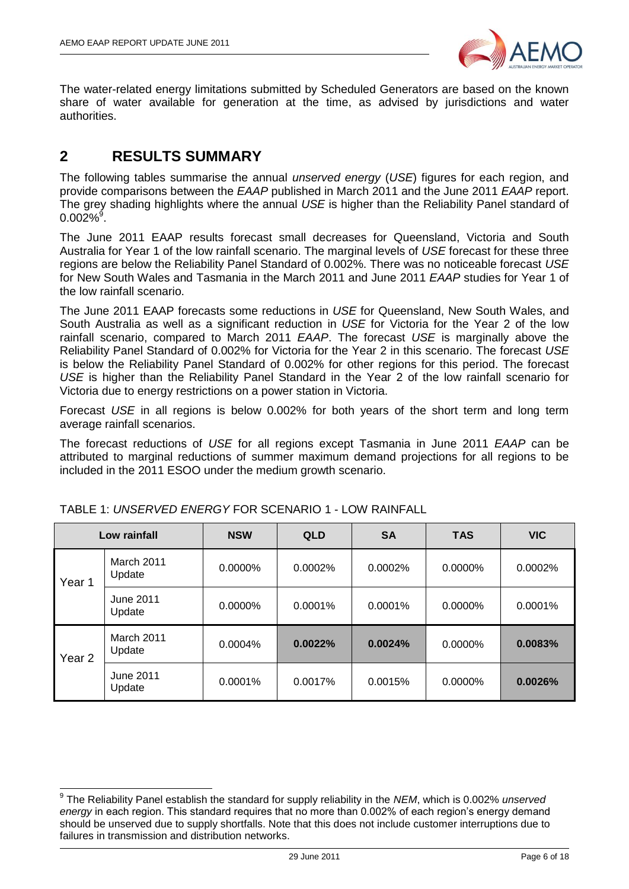The water-related energy limitations submitted by Scheduled Generators are based on the known share of water available for generation at the time, as advised by jurisdictions and water authorities.

# 2 RESULTS SUMMARY

The following tables summarise the annual *unserved energy* (*USE*) figures for each region, and provide comparisons between the *EAAP* published in March 2011 and the June 2011 *EAAP* report. The grey shading highlights where the annual *USE* is higher than the Reliability Panel standard of 0.002%[9].

The June 2011 EAAP results forecast small decreases for Queensland, Victoria and South Australia for Year 1 of the low rainfall scenario. The marginal levels of *USE* forecast for these three regions are below the Reliability Panel Standard of 0.002%. There was no noticeable forecast *USE* for New South Wales and Tasmania in the March 2011 and June 2011 *EAAP* studies for Year 1 of the low rainfall scenario.

The June 2011 EAAP forecasts some reductions in *USE* for Queensland, New South Wales, and South Australia as well as a significant reduction in *USE* for Victoria for the Year 2 of the low rainfall scenario, compared to March 2011 *EAAP*. The forecast *USE* is marginally above the Reliability Panel Standard of 0.002% for Victoria for the Year 2 in this scenario. The forecast *USE* is below the Reliability Panel Standard of 0.002% for other regions for this period. The forecast *USE* is higher than the Reliability Panel Standard in the Year 2 of the low rainfall scenario for Victoria due to energy restrictions on a power station in Victoria.

Forecast *USE* in all regions is below 0.002% for both years of the short term and long term average rainfall scenarios.

The forecast reductions of *USE* for all regions except Tasmania in June 2011 *EAAP* can be attributed to marginal reductions of summer maximum demand projections for all regions to be included in the 2011 ESOO under the medium growth scenario.

TABLE 1: *UNSERVED ENERGY* FOR SCENARIO 1 - LOW RAINFALL

| Low rainfall | | NSW | QLD | SA | TAS | VIC |
|---|---|---|---|---|---|---|
| Year 1 | March 2011 Update | 0.0000% | 0.0002% | 0.0002% | 0.0000% | 0.0002% |
| | June 2011 Update | 0.0000% | 0.0001% | 0.0001% | 0.0000% | 0.0001% |
| Year 2 | March 2011 Update | 0.0004% | **0.0022%** | **0.0024%** | 0.0000% | **0.0083%** |
| | June 2011 Update | 0.0001% | 0.0017% | 0.0015% | 0.0000% | **0.0026%** |

[9] The Reliability Panel establish the standard for supply reliability in the *NEM*, which is 0.002% *unserved energy* in each region. This standard requires that no more than 0.002% of each region's energy demand should be unserved due to supply shortfalls. Note that this does not include customer interruptions due to failures in transmission and distribution networks.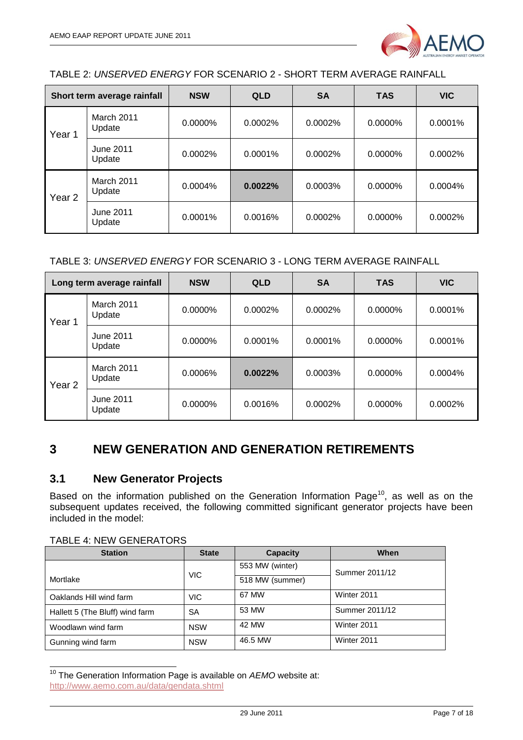TABLE 2: *UNSERVED ENERGY* FOR SCENARIO 2 - SHORT TERM AVERAGE RAINFALL

| Short term average rainfall | | NSW | QLD | SA | TAS | VIC |
|---|---|---|---|---|---|---|
| Year 1 | March 2011 Update | 0.0000% | 0.0002% | 0.0002% | 0.0000% | 0.0001% |
| | June 2011 Update | 0.0002% | 0.0001% | 0.0002% | 0.0000% | 0.0002% |
| Year 2 | March 2011 Update | 0.0004% | **0.0022%** | 0.0003% | 0.0000% | 0.0004% |
| | June 2011 Update | 0.0001% | 0.0016% | 0.0002% | 0.0000% | 0.0002% |

TABLE 3: *UNSERVED ENERGY* FOR SCENARIO 3 - LONG TERM AVERAGE RAINFALL

| Long term average rainfall | | NSW | QLD | SA | TAS | VIC |
|---|---|---|---|---|---|---|
| Year 1 | March 2011 Update | 0.0000% | 0.0002% | 0.0002% | 0.0000% | 0.0001% |
| | June 2011 Update | 0.0000% | 0.0001% | 0.0001% | 0.0000% | 0.0001% |
| Year 2 | March 2011 Update | 0.0006% | **0.0022%** | 0.0003% | 0.0000% | 0.0004% |
| | June 2011 Update | 0.0000% | 0.0016% | 0.0002% | 0.0000% | 0.0002% |

# 3 NEW GENERATION AND GENERATION RETIREMENTS

## 3.1 New Generator Projects

Based on the information published on the Generation Information Page[10], as well as on the subsequent updates received, the following committed significant generator projects have been included in the model:

TABLE 4: NEW GENERATORS

| Station | State | Capacity | When |
|---|---|---|---|
| Mortlake | VIC | 553 MW (winter) | Summer 2011/12 |
| | | 518 MW (summer) | |
| Oaklands Hill wind farm | VIC | 67 MW | Winter 2011 |
| Hallett 5 (The Bluff) wind farm | SA | 53 MW | Summer 2011/12 |
| Woodlawn wind farm | NSW | 42 MW | Winter 2011 |
| Gunning wind farm | NSW | 46.5 MW | Winter 2011 |

[10] The Generation Information Page is available on *AEMO* website at: http://www.aemo.com.au/data/gendata.shtml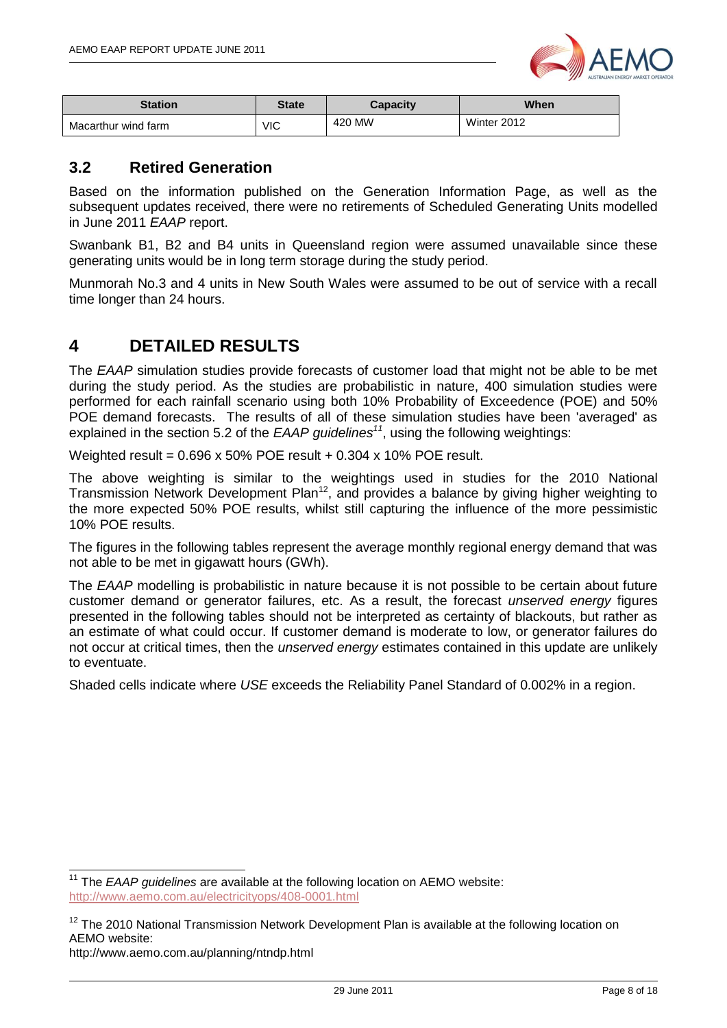| Station | State | Capacity | When |
|---|---|---|---|
| Macarthur wind farm | VIC | 420 MW | Winter 2012 |

## 3.2 Retired Generation

Based on the information published on the Generation Information Page, as well as the subsequent updates received, there were no retirements of Scheduled Generating Units modelled in June 2011 *EAAP* report.

Swanbank B1, B2 and B4 units in Queensland region were assumed unavailable since these generating units would be in long term storage during the study period.

Munmorah No.3 and 4 units in New South Wales were assumed to be out of service with a recall time longer than 24 hours.

# 4 DETAILED RESULTS

The *EAAP* simulation studies provide forecasts of customer load that might not be able to be met during the study period. As the studies are probabilistic in nature, 400 simulation studies were performed for each rainfall scenario using both 10% Probability of Exceedence (POE) and 50% POE demand forecasts. The results of all of these simulation studies have been 'averaged' as explained in the section 5.2 of the *EAAP guidelines*[11], using the following weightings:

Weighted result = 0.696 x 50% POE result + 0.304 x 10% POE result.

The above weighting is similar to the weightings used in studies for the 2010 National Transmission Network Development Plan[12], and provides a balance by giving higher weighting to the more expected 50% POE results, whilst still capturing the influence of the more pessimistic 10% POE results.

The figures in the following tables represent the average monthly regional energy demand that was not able to be met in gigawatt hours (GWh).

The *EAAP* modelling is probabilistic in nature because it is not possible to be certain about future customer demand or generator failures, etc. As a result, the forecast *unserved energy* figures presented in the following tables should not be interpreted as certainty of blackouts, but rather as an estimate of what could occur. If customer demand is moderate to low, or generator failures do not occur at critical times, then the *unserved energy* estimates contained in this update are unlikely to eventuate.

Shaded cells indicate where *USE* exceeds the Reliability Panel Standard of 0.002% in a region.

---

[11] The *EAAP guidelines* are available at the following location on AEMO website: http://www.aemo.com.au/electricityops/408-0001.html

[12] The 2010 National Transmission Network Development Plan is available at the following location on AEMO website:
http://www.aemo.com.au/planning/ntndp.html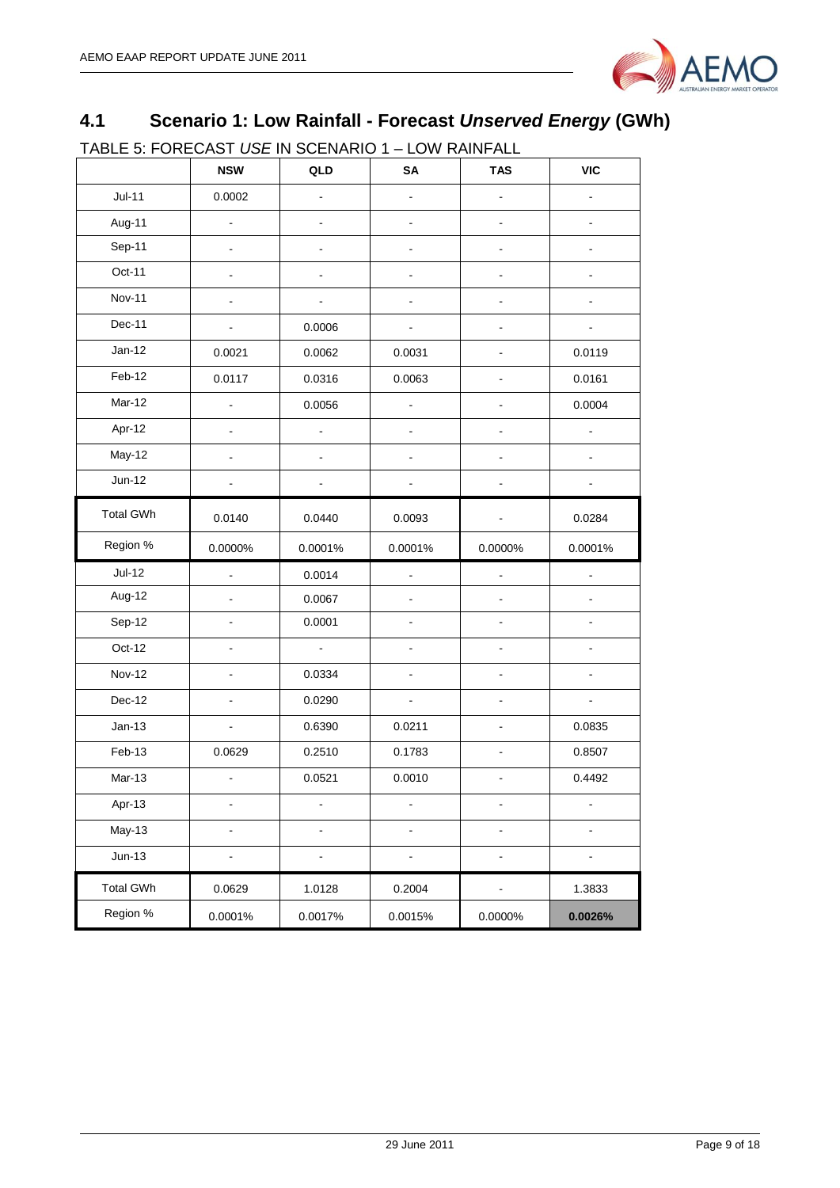## 4.1 Scenario 1: Low Rainfall - Forecast *Unserved Energy* (GWh)

TABLE 5: FORECAST *USE* IN SCENARIO 1 – LOW RAINFALL

| | NSW | QLD | SA | TAS | VIC |
|---|---|---|---|---|---|
| Jul-11 | 0.0002 | - | - | - | - |
| Aug-11 | - | - | - | - | - |
| Sep-11 | - | - | - | - | - |
| Oct-11 | - | - | - | - | - |
| Nov-11 | - | - | - | - | - |
| Dec-11 | - | 0.0006 | - | - | - |
| Jan-12 | 0.0021 | 0.0062 | 0.0031 | - | 0.0119 |
| Feb-12 | 0.0117 | 0.0316 | 0.0063 | - | 0.0161 |
| Mar-12 | - | 0.0056 | - | - | 0.0004 |
| Apr-12 | - | - | - | - | - |
| May-12 | - | - | - | - | - |
| Jun-12 | - | - | - | - | - |
| Total GWh | 0.0140 | 0.0440 | 0.0093 | - | 0.0284 |
| Region % | 0.0000% | 0.0001% | 0.0001% | 0.0000% | 0.0001% |
| Jul-12 | - | 0.0014 | - | - | - |
| Aug-12 | - | 0.0067 | - | - | - |
| Sep-12 | - | 0.0001 | - | - | - |
| Oct-12 | - | - | - | - | - |
| Nov-12 | - | 0.0334 | - | - | - |
| Dec-12 | - | 0.0290 | - | - | - |
| Jan-13 | - | 0.6390 | 0.0211 | - | 0.0835 |
| Feb-13 | 0.0629 | 0.2510 | 0.1783 | - | 0.8507 |
| Mar-13 | - | 0.0521 | 0.0010 | - | 0.4492 |
| Apr-13 | - | - | - | - | - |
| May-13 | - | - | - | - | - |
| Jun-13 | - | - | - | - | - |
| Total GWh | 0.0629 | 1.0128 | 0.2004 | - | 1.3833 |
| Region % | 0.0001% | 0.0017% | 0.0015% | 0.0000% | **0.0026%** |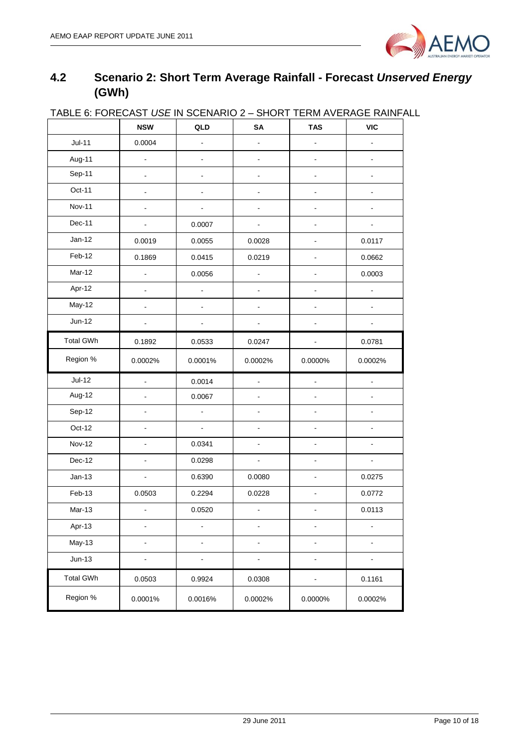## 4.2 Scenario 2: Short Term Average Rainfall - Forecast *Unserved Energy* (GWh)

TABLE 6: FORECAST *USE* IN SCENARIO 2 – SHORT TERM AVERAGE RAINFALL

| | NSW | QLD | SA | TAS | VIC |
|---|---|---|---|---|---|
| Jul-11 | 0.0004 | - | - | - | - |
| Aug-11 | - | - | - | - | - |
| Sep-11 | - | - | - | - | - |
| Oct-11 | - | - | - | - | - |
| Nov-11 | - | - | - | - | - |
| Dec-11 | - | 0.0007 | - | - | - |
| Jan-12 | 0.0019 | 0.0055 | 0.0028 | - | 0.0117 |
| Feb-12 | 0.1869 | 0.0415 | 0.0219 | - | 0.0662 |
| Mar-12 | - | 0.0056 | - | - | 0.0003 |
| Apr-12 | - | - | - | - | - |
| May-12 | - | - | - | - | - |
| Jun-12 | - | - | - | - | - |
| Total GWh | 0.1892 | 0.0533 | 0.0247 | - | 0.0781 |
| Region % | 0.0002% | 0.0001% | 0.0002% | 0.0000% | 0.0002% |
| Jul-12 | - | 0.0014 | - | - | - |
| Aug-12 | - | 0.0067 | - | - | - |
| Sep-12 | - | - | - | - | - |
| Oct-12 | - | - | - | - | - |
| Nov-12 | - | 0.0341 | - | - | - |
| Dec-12 | - | 0.0298 | - | - | - |
| Jan-13 | - | 0.6390 | 0.0080 | - | 0.0275 |
| Feb-13 | 0.0503 | 0.2294 | 0.0228 | - | 0.0772 |
| Mar-13 | - | 0.0520 | - | - | 0.0113 |
| Apr-13 | - | - | - | - | - |
| May-13 | - | - | - | - | - |
| Jun-13 | - | - | - | - | - |
| Total GWh | 0.0503 | 0.9924 | 0.0308 | - | 0.1161 |
| Region % | 0.0001% | 0.0016% | 0.0002% | 0.0000% | 0.0002% |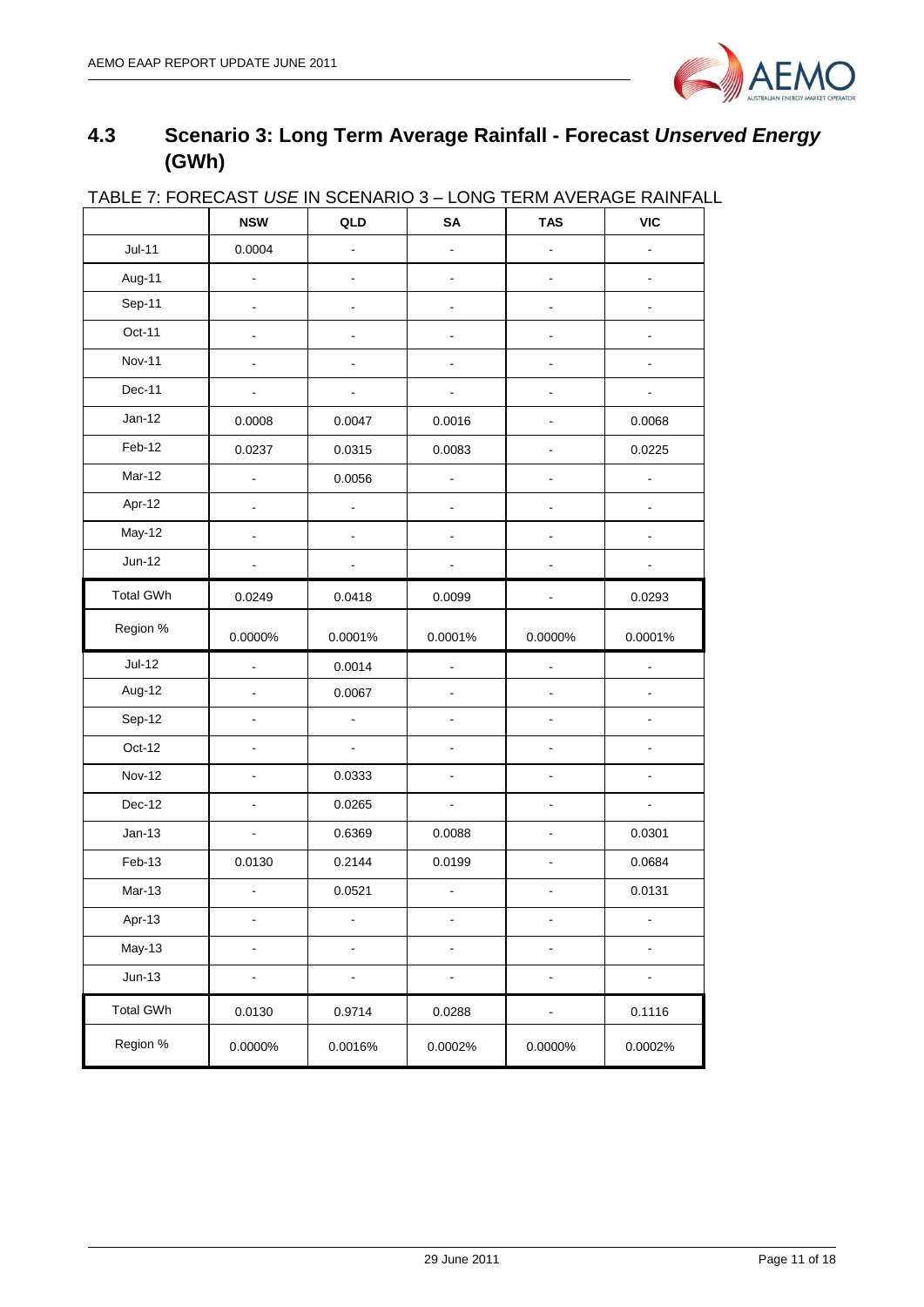## 4.3 Scenario 3: Long Term Average Rainfall - Forecast *Unserved Energy* (GWh)

TABLE 7: FORECAST *USE* IN SCENARIO 3 – LONG TERM AVERAGE RAINFALL

| | NSW | QLD | SA | TAS | VIC |
|---|---|---|---|---|---|
| Jul-11 | 0.0004 | - | - | - | - |
| Aug-11 | - | - | - | - | - |
| Sep-11 | - | - | - | - | - |
| Oct-11 | - | - | - | - | - |
| Nov-11 | - | - | - | - | - |
| Dec-11 | - | - | - | - | - |
| Jan-12 | 0.0008 | 0.0047 | 0.0016 | - | 0.0068 |
| Feb-12 | 0.0237 | 0.0315 | 0.0083 | - | 0.0225 |
| Mar-12 | - | 0.0056 | - | - | - |
| Apr-12 | - | - | - | - | - |
| May-12 | - | - | - | - | - |
| Jun-12 | - | - | - | - | - |
| Total GWh | 0.0249 | 0.0418 | 0.0099 | - | 0.0293 |
| Region % | 0.0000% | 0.0001% | 0.0001% | 0.0000% | 0.0001% |
| Jul-12 | - | 0.0014 | - | - | - |
| Aug-12 | - | 0.0067 | - | - | - |
| Sep-12 | - | - | - | - | - |
| Oct-12 | - | - | - | - | - |
| Nov-12 | - | 0.0333 | - | - | - |
| Dec-12 | - | 0.0265 | - | - | - |
| Jan-13 | - | 0.6369 | 0.0088 | - | 0.0301 |
| Feb-13 | 0.0130 | 0.2144 | 0.0199 | - | 0.0684 |
| Mar-13 | - | 0.0521 | - | - | 0.0131 |
| Apr-13 | - | - | - | - | - |
| May-13 | - | - | - | - | - |
| Jun-13 | - | - | - | - | - |
| Total GWh | 0.0130 | 0.9714 | 0.0288 | - | 0.1116 |
| Region % | 0.0000% | 0.0016% | 0.0002% | 0.0000% | 0.0002% |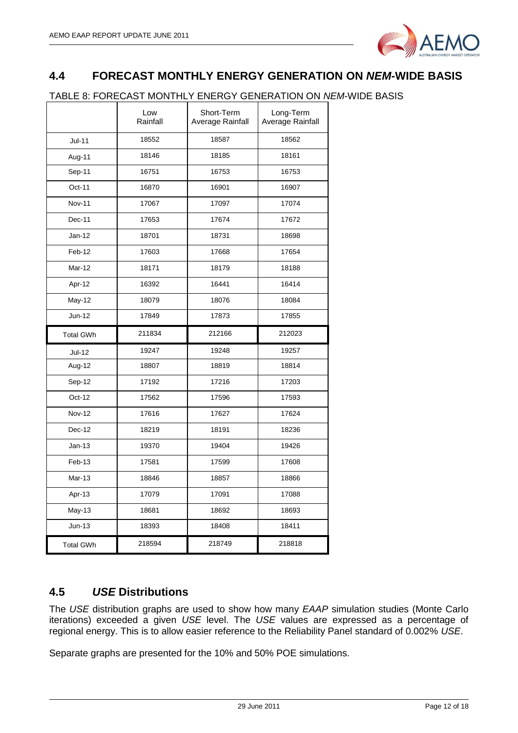## 4.4 FORECAST MONTHLY ENERGY GENERATION ON *NEM*-WIDE BASIS

TABLE 8: FORECAST MONTHLY ENERGY GENERATION ON *NEM*-WIDE BASIS

| | Low Rainfall | Short-Term Average Rainfall | Long-Term Average Rainfall |
|---|---|---|---|
| Jul-11 | 18552 | 18587 | 18562 |
| Aug-11 | 18146 | 18185 | 18161 |
| Sep-11 | 16751 | 16753 | 16753 |
| Oct-11 | 16870 | 16901 | 16907 |
| Nov-11 | 17067 | 17097 | 17074 |
| Dec-11 | 17653 | 17674 | 17672 |
| Jan-12 | 18701 | 18731 | 18698 |
| Feb-12 | 17603 | 17668 | 17654 |
| Mar-12 | 18171 | 18179 | 18188 |
| Apr-12 | 16392 | 16441 | 16414 |
| May-12 | 18079 | 18076 | 18084 |
| Jun-12 | 17849 | 17873 | 17855 |
| Total GWh | 211834 | 212166 | 212023 |
| Jul-12 | 19247 | 19248 | 19257 |
| Aug-12 | 18807 | 18819 | 18814 |
| Sep-12 | 17192 | 17216 | 17203 |
| Oct-12 | 17562 | 17596 | 17593 |
| Nov-12 | 17616 | 17627 | 17624 |
| Dec-12 | 18219 | 18191 | 18236 |
| Jan-13 | 19370 | 19404 | 19426 |
| Feb-13 | 17581 | 17599 | 17608 |
| Mar-13 | 18846 | 18857 | 18866 |
| Apr-13 | 17079 | 17091 | 17088 |
| May-13 | 18681 | 18692 | 18693 |
| Jun-13 | 18393 | 18408 | 18411 |
| Total GWh | 218594 | 218749 | 218818 |

## 4.5 *USE* Distributions

The *USE* distribution graphs are used to show how many *EAAP* simulation studies (Monte Carlo iterations) exceeded a given *USE* level. The *USE* values are expressed as a percentage of regional energy. This is to allow easier reference to the Reliability Panel standard of 0.002% *USE*.

Separate graphs are presented for the 10% and 50% POE simulations.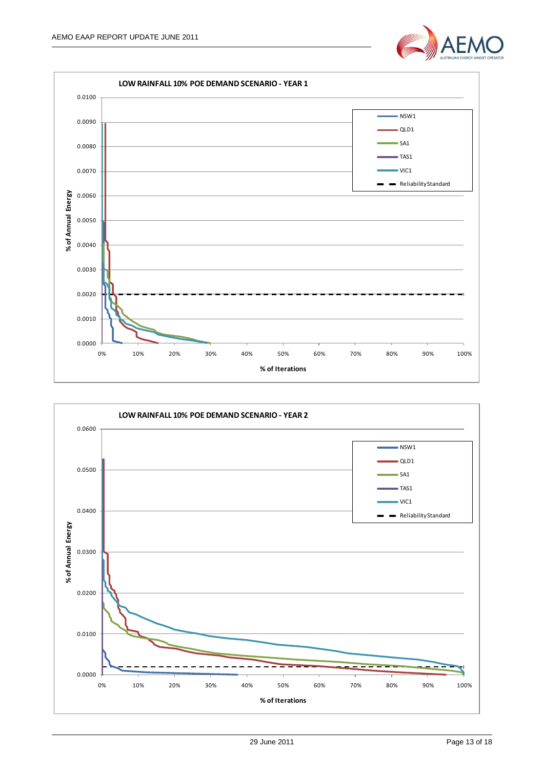**LOW RAINFALL 10% POE DEMAND SCENARIO - YEAR 1**

% of Annual Energy (0.0000 – 0.0100) vs % of Iterations (0% – 100%)

Legend: NSW1, QLD1, SA1, TAS1, VIC1, Reliability Standard

**LOW RAINFALL 10% POE DEMAND SCENARIO - YEAR 2**

% of Annual Energy (0.0000 – 0.0600) vs % of Iterations (0% – 100%)

Legend: NSW1, QLD1, SA1, TAS1, VIC1, Reliability Standard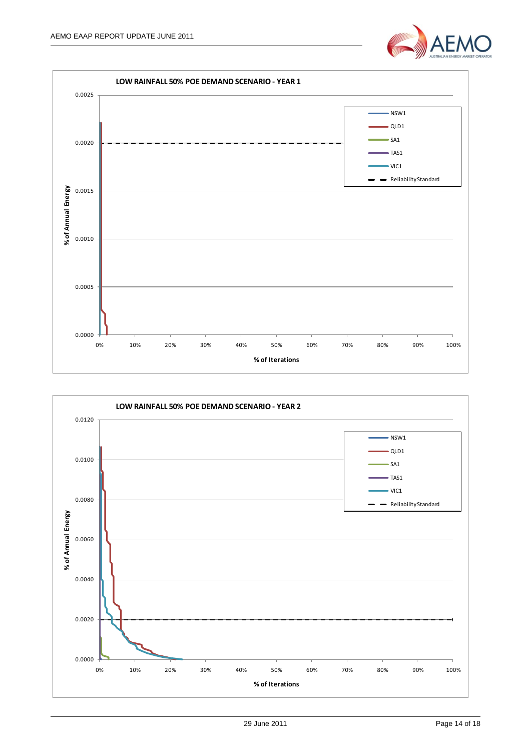**LOW RAINFALL 50% POE DEMAND SCENARIO - YEAR 1**

% of Annual Energy (y-axis: 0.0000 – 0.0025); % of Iterations (x-axis: 0% – 100%)

Legend: NSW1, QLD1, SA1, TAS1, VIC1, Reliability Standard

**LOW RAINFALL 50% POE DEMAND SCENARIO - YEAR 2**

% of Annual Energy (y-axis: 0.0000 – 0.0120); % of Iterations (x-axis: 0% – 100%)

Legend: NSW1, QLD1, SA1, TAS1, VIC1, Reliability Standard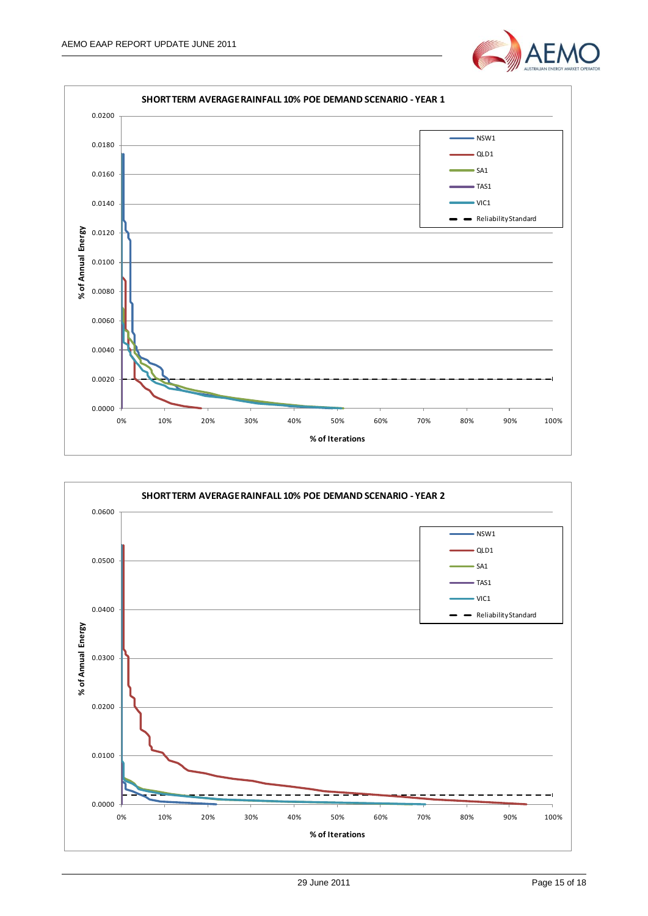**SHORT TERM AVERAGE RAINFALL 10% POE DEMAND SCENARIO - YEAR 1**

% of Annual Energy

0.0200
0.0180
0.0160
0.0140
0.0120
0.0100
0.0080
0.0060
0.0040
0.0020
0.0000

0% 10% 20% 30% 40% 50% 60% 70% 80% 90% 100%

% of Iterations

NSW1
QLD1
SA1
TAS1
VIC1
Reliability Standard

**SHORT TERM AVERAGE RAINFALL 10% POE DEMAND SCENARIO - YEAR 2**

% of Annual Energy

0.0600
0.0500
0.0400
0.0300
0.0200
0.0100
0.0000

0% 10% 20% 30% 40% 50% 60% 70% 80% 90% 100%

% of Iterations

NSW1
QLD1
SA1
TAS1
VIC1
Reliability Standard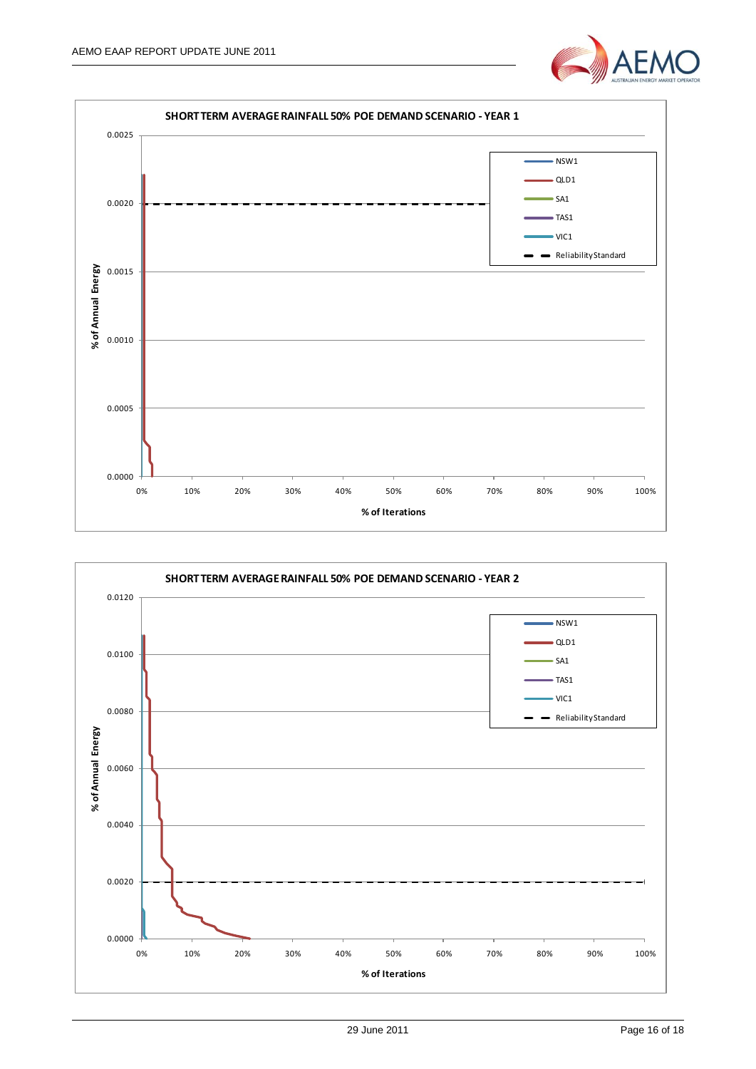**SHORT TERM AVERAGE RAINFALL 50% POE DEMAND SCENARIO - YEAR 1**

Y-axis: % of Annual Energy (0.0000 – 0.0025)

X-axis: % of Iterations (0% – 100%)

Legend: NSW1, QLD1, SA1, TAS1, VIC1, Reliability Standard

**SHORT TERM AVERAGE RAINFALL 50% POE DEMAND SCENARIO - YEAR 2**

Y-axis: % of Annual Energy (0.0000 – 0.0120)

X-axis: % of Iterations (0% – 100%)

Legend: NSW1, QLD1, SA1, TAS1, VIC1, Reliability Standard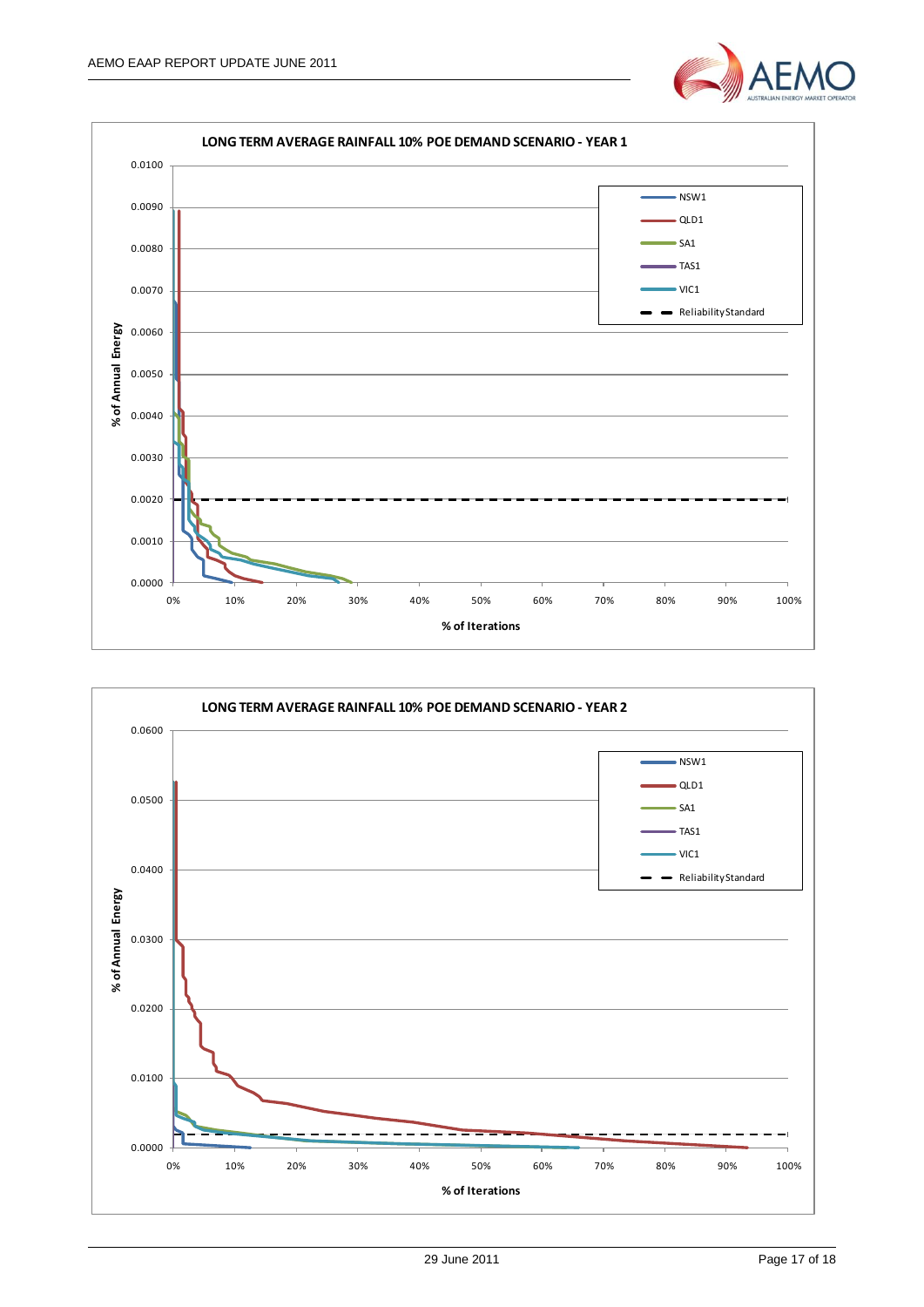**LONG TERM AVERAGE RAINFALL 10% POE DEMAND SCENARIO - YEAR 1**

% of Annual Energy (y-axis: 0.0000 – 0.0100); % of Iterations (x-axis: 0% – 100%)

Legend: NSW1, QLD1, SA1, TAS1, VIC1, Reliability Standard

**LONG TERM AVERAGE RAINFALL 10% POE DEMAND SCENARIO - YEAR 2**

% of Annual Energy (y-axis: 0.0000 – 0.0600); % of Iterations (x-axis: 0% – 100%)

Legend: NSW1, QLD1, SA1, TAS1, VIC1, Reliability Standard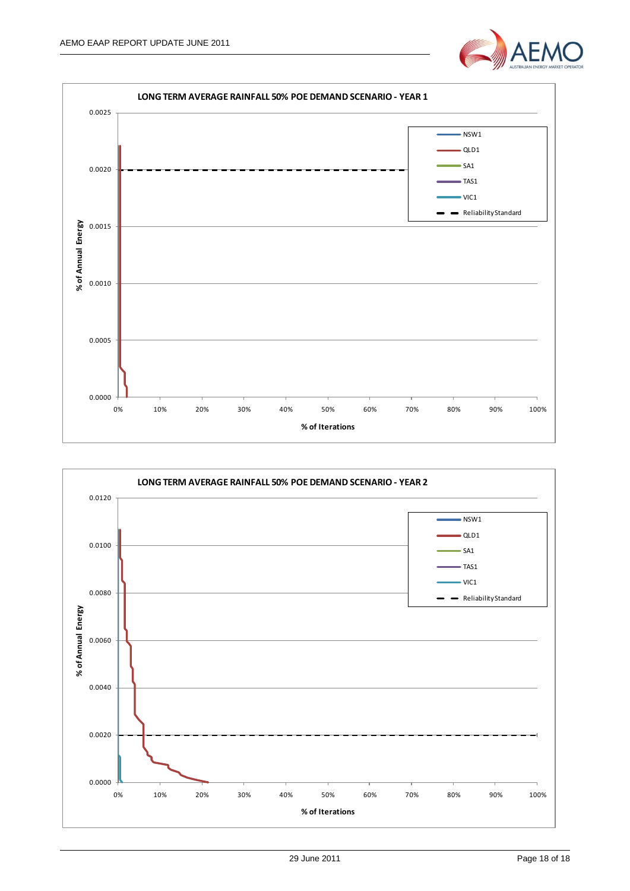LONG TERM AVERAGE RAINFALL 50% POE DEMAND SCENARIO - YEAR 1

% of Annual Energy

0.0025
0.0020
0.0015
0.0010
0.0005
0.0000

0% 10% 20% 30% 40% 50% 60% 70% 80% 90% 100%

% of Iterations

NSW1
QLD1
SA1
TAS1
VIC1
Reliability Standard

LONG TERM AVERAGE RAINFALL 50% POE DEMAND SCENARIO - YEAR 2

% of Annual Energy

0.0120
0.0100
0.0080
0.0060
0.0040
0.0020
0.0000

0% 10% 20% 30% 40% 50% 60% 70% 80% 90% 100%

% of Iterations

NSW1
QLD1
SA1
TAS1
VIC1
Reliability Standard